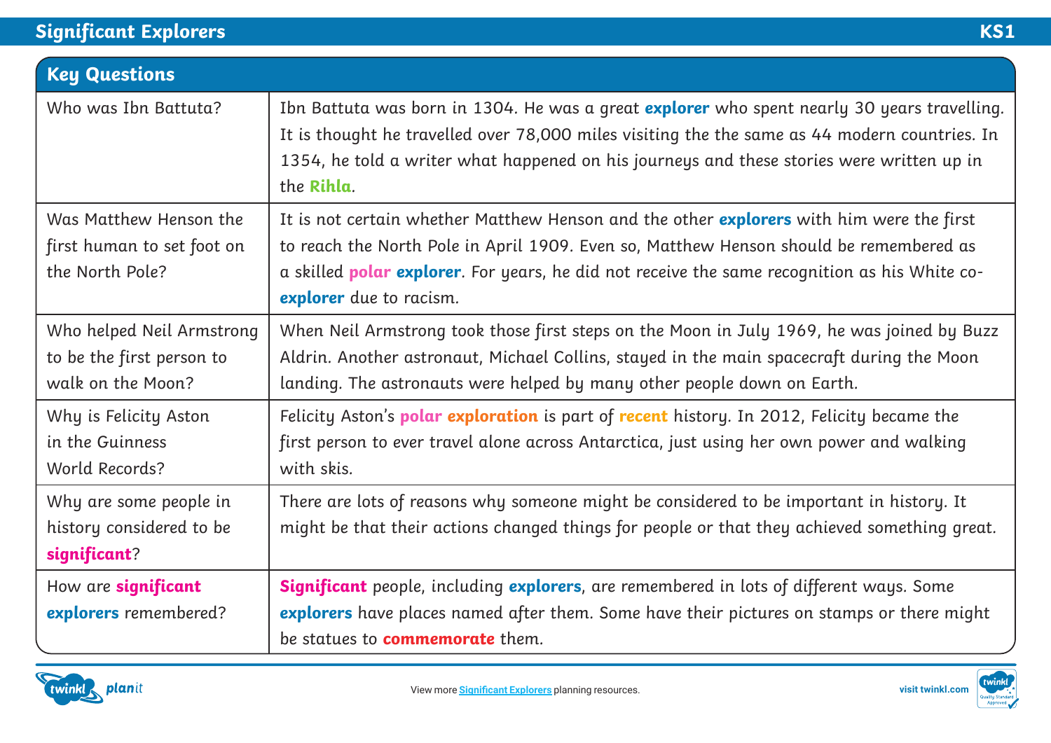# Significant Explorers

KS1

| Key Questions | |
|---|---|
| Who was Ibn Battuta? | Ibn Battuta was born in 1304. He was a great **explorer** who spent nearly 30 years travelling. It is thought he travelled over 78,000 miles visiting the the same as 44 modern countries. In 1354, he told a writer what happened on his journeys and these stories were written up in the **Rihla**. |
| Was Matthew Henson the first human to set foot on the North Pole? | It is not certain whether Matthew Henson and the other **explorers** with him were the first to reach the North Pole in April 1909. Even so, Matthew Henson should be remembered as a skilled **polar explorer**. For years, he did not receive the same recognition as his White co-**explorer** due to racism. |
| Who helped Neil Armstrong to be the first person to walk on the Moon? | When Neil Armstrong took those first steps on the Moon in July 1969, he was joined by Buzz Aldrin. Another astronaut, Michael Collins, stayed in the main spacecraft during the Moon landing. The astronauts were helped by many other people down on Earth. |
| Why is Felicity Aston in the Guinness World Records? | Felicity Aston's **polar exploration** is part of **recent** history. In 2012, Felicity became the first person to ever travel alone across Antarctica, just using her own power and walking with skis. |
| Why are some people in history considered to be **significant**? | There are lots of reasons why someone might be considered to be important in history. It might be that their actions changed things for people or that they achieved something great. |
| How are **significant explorers** remembered? | **Significant** people, including **explorers**, are remembered in lots of different ways. Some **explorers** have places named after them. Some have their pictures on stamps or there might be statues to **commemorate** them. |

View more Significant Explorers planning resources.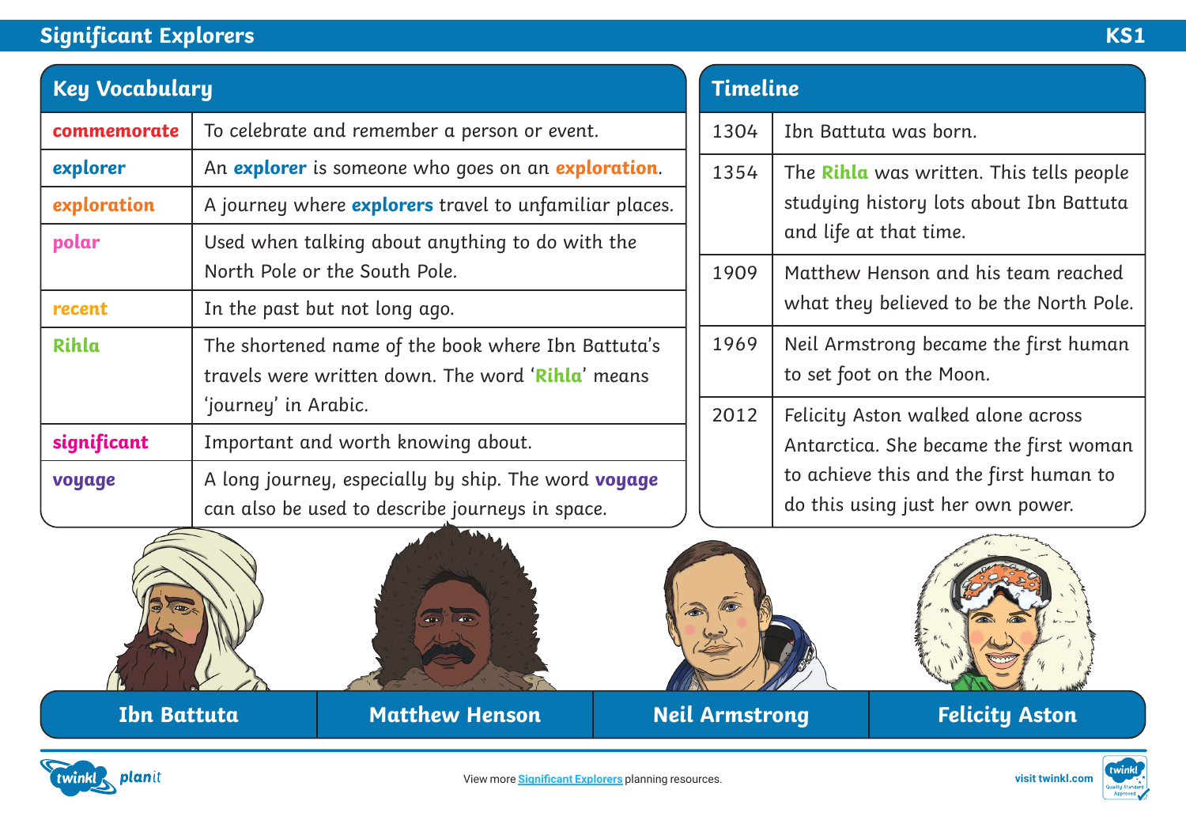# Significant Explorers

KS1

## Key Vocabulary

| | |
|---|---|
| **commemorate** | To celebrate and remember a person or event. |
| **explorer** | An **explorer** is someone who goes on an **exploration**. |
| **exploration** | A journey where **explorers** travel to unfamiliar places. |
| **polar** | Used when talking about anything to do with the North Pole or the South Pole. |
| **recent** | In the past but not long ago. |
| **Rihla** | The shortened name of the book where Ibn Battuta's travels were written down. The word '**Rihla**' means 'journey' in Arabic. |
| **significant** | Important and worth knowing about. |
| **voyage** | A long journey, especially by ship. The word **voyage** can also be used to describe journeys in space. |

## Timeline

| | |
|---|---|
| 1304 | Ibn Battuta was born. |
| 1354 | The **Rihla** was written. This tells people studying history lots about Ibn Battuta and life at that time. |
| 1909 | Matthew Henson and his team reached what they believed to be the North Pole. |
| 1969 | Neil Armstrong became the first human to set foot on the Moon. |
| 2012 | Felicity Aston walked alone across Antarctica. She became the first woman to achieve this and the first human to do this using just her own power. |

**Ibn Battuta** | **Matthew Henson** | **Neil Armstrong** | **Felicity Aston**

View more Significant Explorers planning resources.